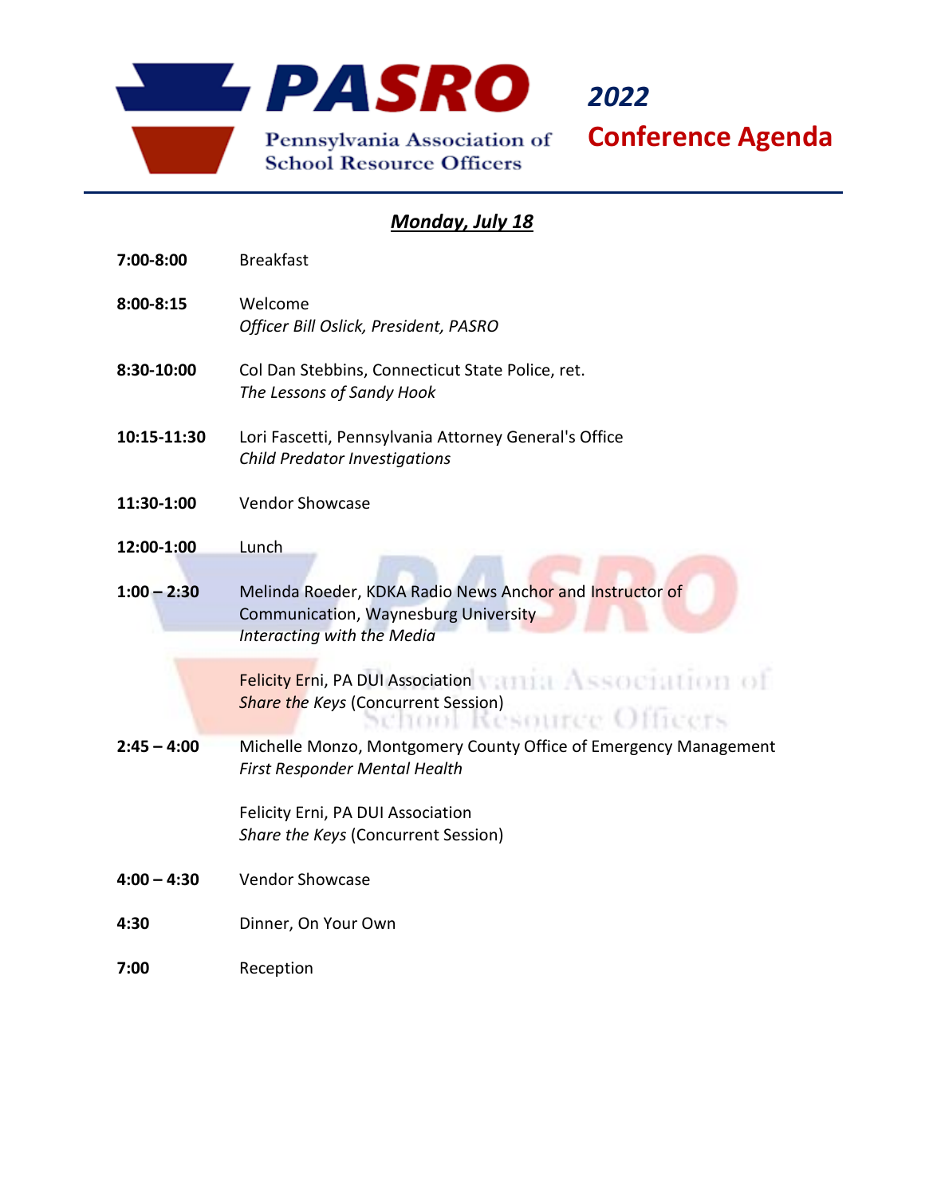# PASRO

Pennsylvania Association of School Resource Officers

# 2022 Conference Agenda

## ***Monday, July 18***

**7:00-8:00** Breakfast

**8:00-8:15** Welcome
*Officer Bill Oslick, President, PASRO*

**8:30-10:00** Col Dan Stebbins, Connecticut State Police, ret.
*The Lessons of Sandy Hook*

**10:15-11:30** Lori Fascetti, Pennsylvania Attorney General's Office
*Child Predator Investigations*

**11:30-1:00** Vendor Showcase

**12:00-1:00** Lunch

**1:00 – 2:30** Melinda Roeder, KDKA Radio News Anchor and Instructor of Communication, Waynesburg University
*Interacting with the Media*

Felicity Erni, PA DUI Association
*Share the Keys* (Concurrent Session)

**2:45 – 4:00** Michelle Monzo, Montgomery County Office of Emergency Management
*First Responder Mental Health*

Felicity Erni, PA DUI Association
*Share the Keys* (Concurrent Session)

**4:00 – 4:30** Vendor Showcase

**4:30** Dinner, On Your Own

**7:00** Reception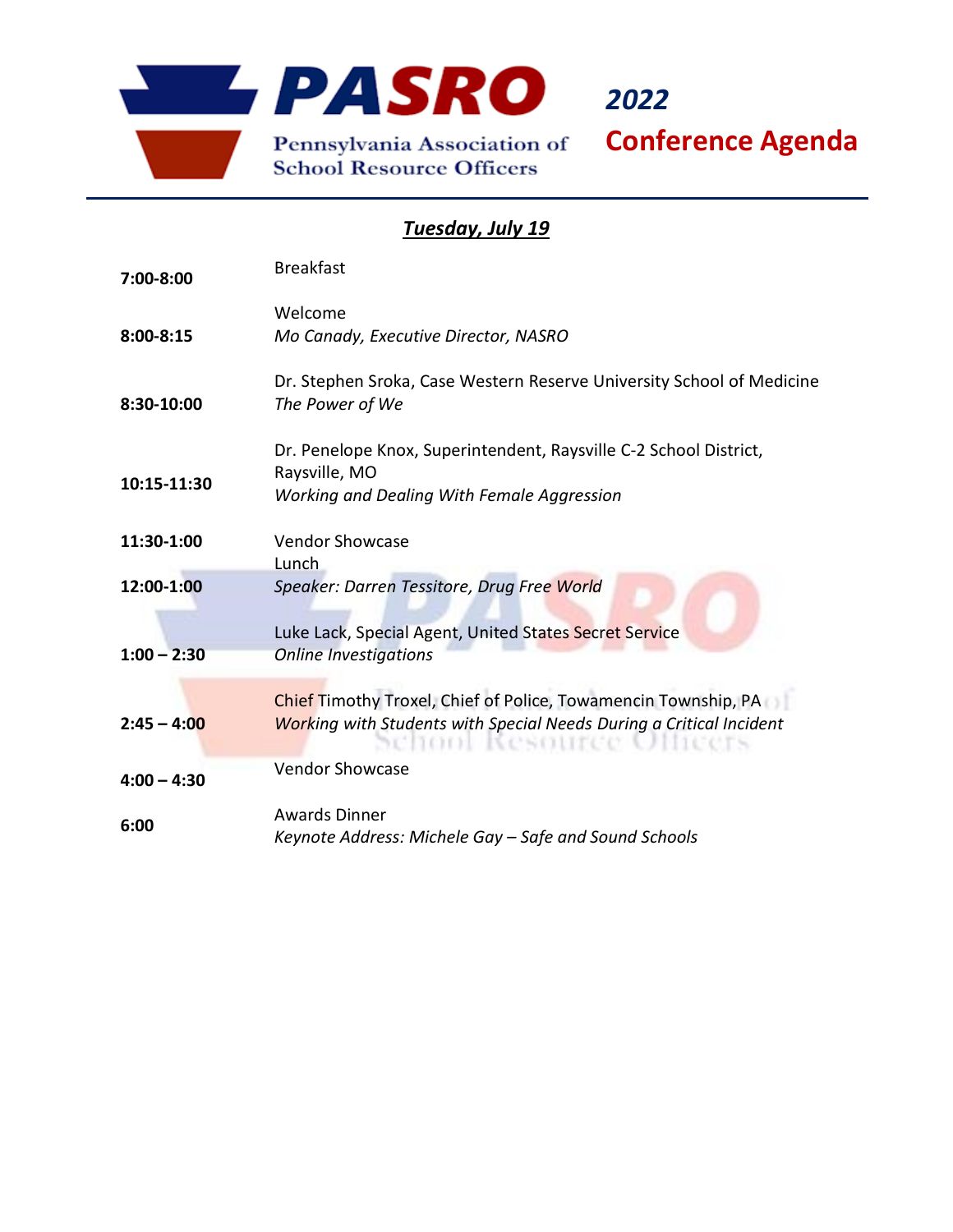# PASRO

Pennsylvania Association of School Resource Officers

## 2022 Conference Agenda

### ***Tuesday, July 19***

| | |
|---|---|
| **7:00-8:00** | Breakfast |
| **8:00-8:15** | Welcome<br>*Mo Canady, Executive Director, NASRO* |
| **8:30-10:00** | Dr. Stephen Sroka, Case Western Reserve University School of Medicine<br>*The Power of We* |
| **10:15-11:30** | Dr. Penelope Knox, Superintendent, Raysville C-2 School District, Raysville, MO<br>*Working and Dealing With Female Aggression* |
| **11:30-1:00** | Vendor Showcase |
| **12:00-1:00** | Lunch<br>*Speaker: Darren Tessitore, Drug Free World* |
| **1:00 – 2:30** | Luke Lack, Special Agent, United States Secret Service<br>*Online Investigations* |
| **2:45 – 4:00** | Chief Timothy Troxel, Chief of Police, Towamencin Township, PA<br>*Working with Students with Special Needs During a Critical Incident* |
| **4:00 – 4:30** | Vendor Showcase |
| **6:00** | Awards Dinner<br>*Keynote Address: Michele Gay – Safe and Sound Schools* |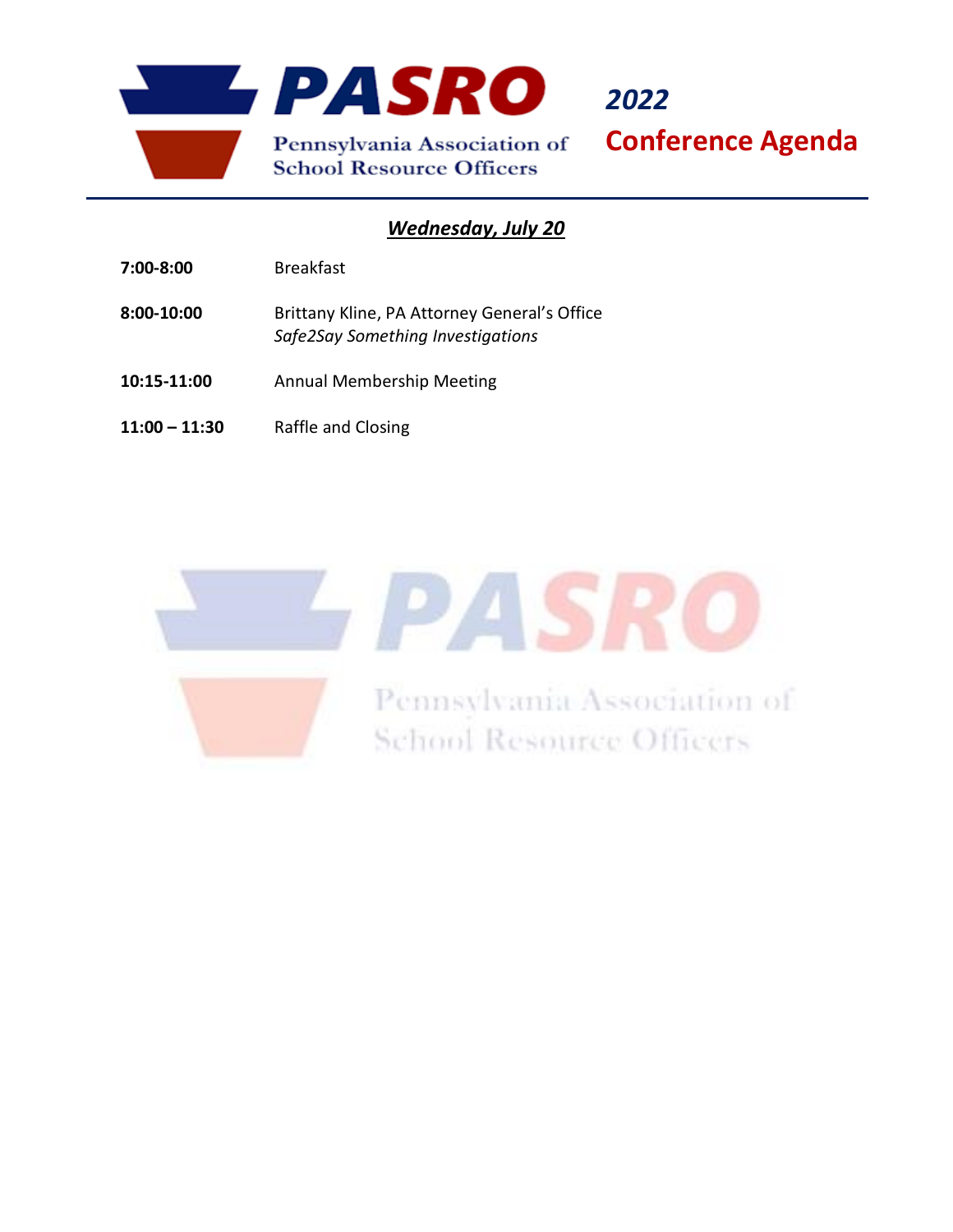**PASRO** Pennsylvania Association of School Resource Officers

*2022* **Conference Agenda**

## ***Wednesday, July 20***

| | |
|---|---|
| **7:00-8:00** | Breakfast |
| **8:00-10:00** | Brittany Kline, PA Attorney General's Office *Safe2Say Something Investigations* |
| **10:15-11:00** | Annual Membership Meeting |
| **11:00 – 11:30** | Raffle and Closing |